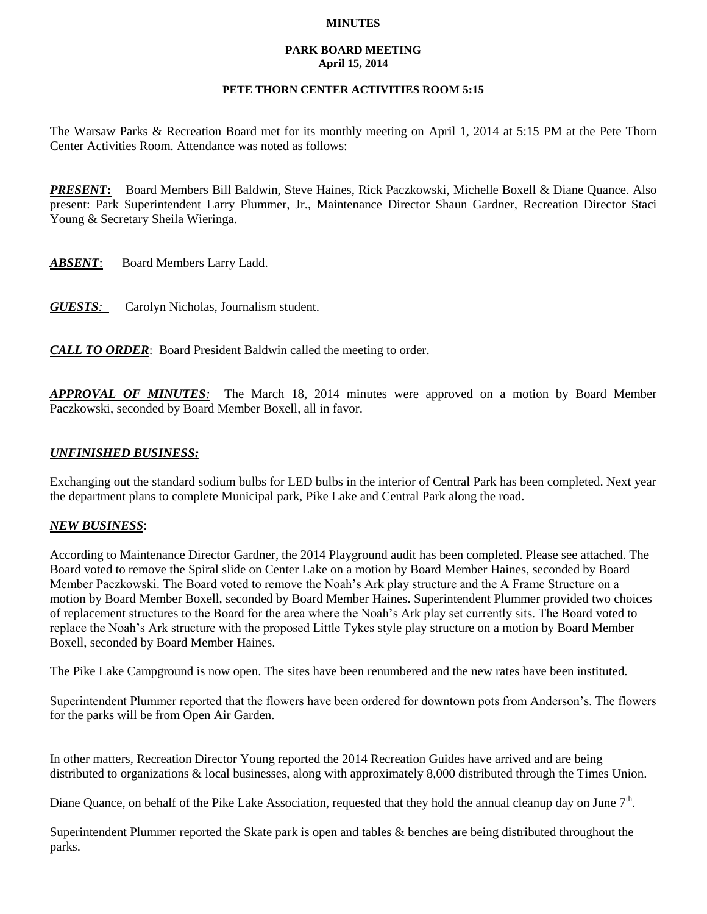**MINUTES**

**PARK BOARD MEETING**
**April 15, 2014**

**PETE THORN CENTER ACTIVITIES ROOM 5:15**

The Warsaw Parks & Recreation Board met for its monthly meeting on April 1, 2014 at 5:15 PM at the Pete Thorn Center Activities Room. Attendance was noted as follows:

***PRESENT*:** Board Members Bill Baldwin, Steve Haines, Rick Paczkowski, Michelle Boxell & Diane Quance. Also present: Park Superintendent Larry Plummer, Jr., Maintenance Director Shaun Gardner, Recreation Director Staci Young & Secretary Sheila Wieringa.

***ABSENT*:** Board Members Larry Ladd.

***GUESTS:*** Carolyn Nicholas, Journalism student.

***CALL TO ORDER*:** Board President Baldwin called the meeting to order.

***APPROVAL OF MINUTES:*** The March 18, 2014 minutes were approved on a motion by Board Member Paczkowski, seconded by Board Member Boxell, all in favor.

***UNFINISHED BUSINESS:***

Exchanging out the standard sodium bulbs for LED bulbs in the interior of Central Park has been completed. Next year the department plans to complete Municipal park, Pike Lake and Central Park along the road.

***NEW BUSINESS*:**

According to Maintenance Director Gardner, the 2014 Playground audit has been completed. Please see attached. The Board voted to remove the Spiral slide on Center Lake on a motion by Board Member Haines, seconded by Board Member Paczkowski. The Board voted to remove the Noah's Ark play structure and the A Frame Structure on a motion by Board Member Boxell, seconded by Board Member Haines. Superintendent Plummer provided two choices of replacement structures to the Board for the area where the Noah's Ark play set currently sits. The Board voted to replace the Noah's Ark structure with the proposed Little Tykes style play structure on a motion by Board Member Boxell, seconded by Board Member Haines.

The Pike Lake Campground is now open. The sites have been renumbered and the new rates have been instituted.

Superintendent Plummer reported that the flowers have been ordered for downtown pots from Anderson's. The flowers for the parks will be from Open Air Garden.

In other matters, Recreation Director Young reported the 2014 Recreation Guides have arrived and are being distributed to organizations & local businesses, along with approximately 8,000 distributed through the Times Union.

Diane Quance, on behalf of the Pike Lake Association, requested that they hold the annual cleanup day on June 7th.

Superintendent Plummer reported the Skate park is open and tables & benches are being distributed throughout the parks.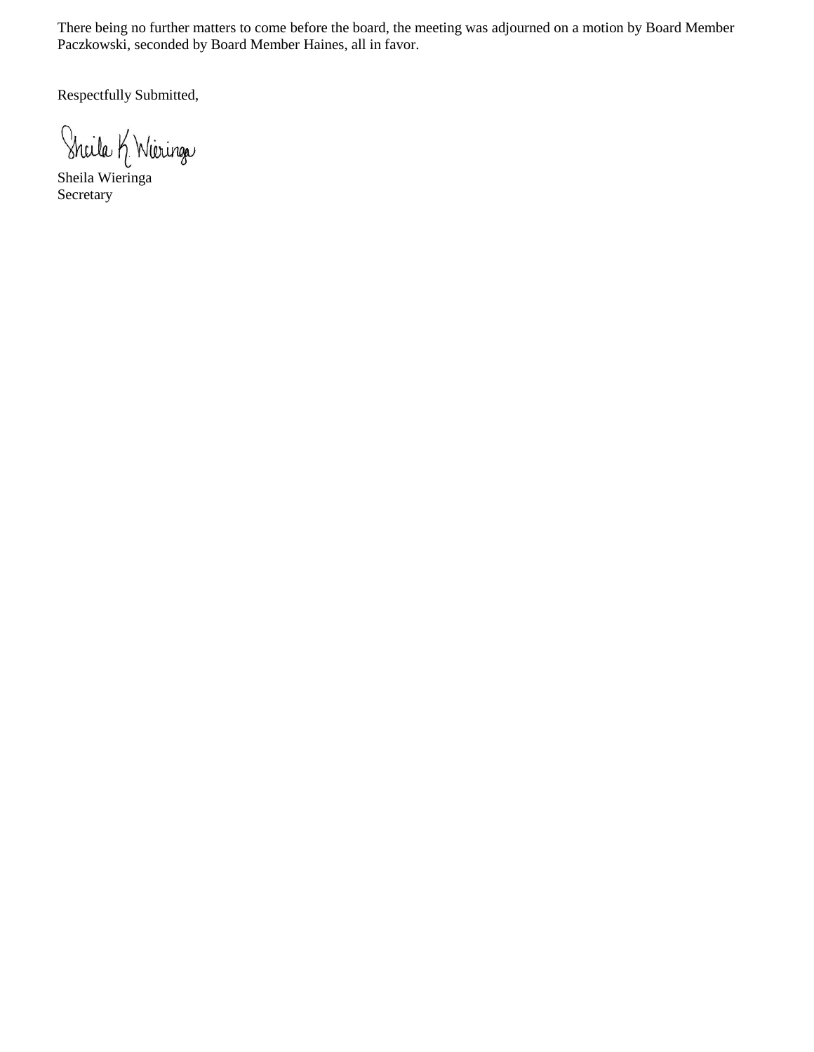There being no further matters to come before the board, the meeting was adjourned on a motion by Board Member Paczkowski, seconded by Board Member Haines, all in favor.

Respectfully Submitted,

Sheila K. Wieringa

Sheila Wieringa
Secretary